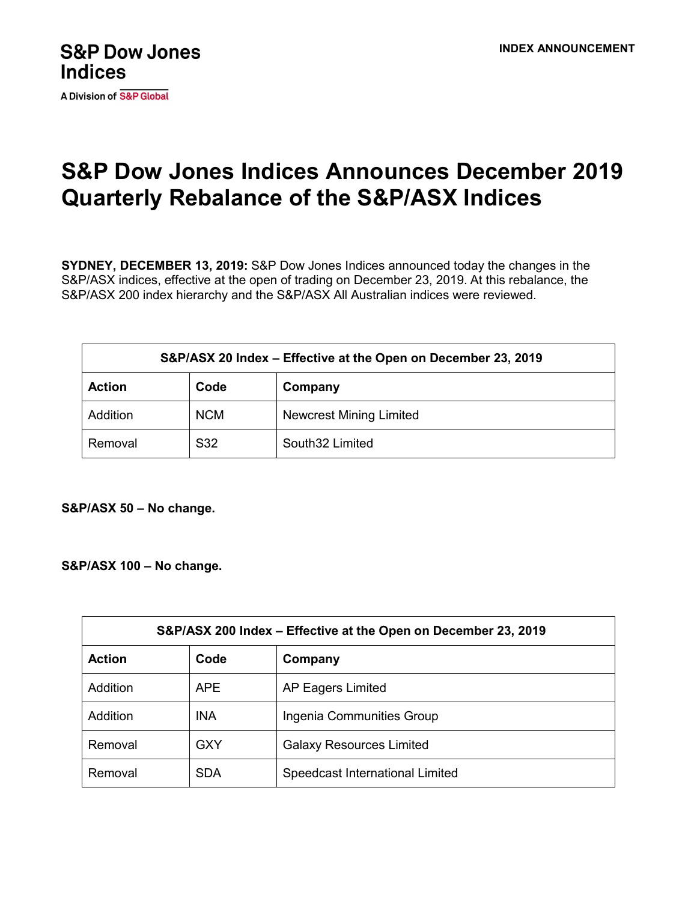S&P Dow Jones Indices

A Division of S&P Global

INDEX ANNOUNCEMENT

# S&P Dow Jones Indices Announces December 2019 Quarterly Rebalance of the S&P/ASX Indices

**SYDNEY, DECEMBER 13, 2019:** S&P Dow Jones Indices announced today the changes in the S&P/ASX indices, effective at the open of trading on December 23, 2019. At this rebalance, the S&P/ASX 200 index hierarchy and the S&P/ASX All Australian indices were reviewed.

| S&P/ASX 20 Index – Effective at the Open on December 23, 2019 | | |
|---|---|---|
| **Action** | **Code** | **Company** |
| Addition | NCM | Newcrest Mining Limited |
| Removal | S32 | South32 Limited |

**S&P/ASX 50 – No change.**

**S&P/ASX 100 – No change.**

| S&P/ASX 200 Index – Effective at the Open on December 23, 2019 | | |
|---|---|---|
| **Action** | **Code** | **Company** |
| Addition | APE | AP Eagers Limited |
| Addition | INA | Ingenia Communities Group |
| Removal | GXY | Galaxy Resources Limited |
| Removal | SDA | Speedcast International Limited |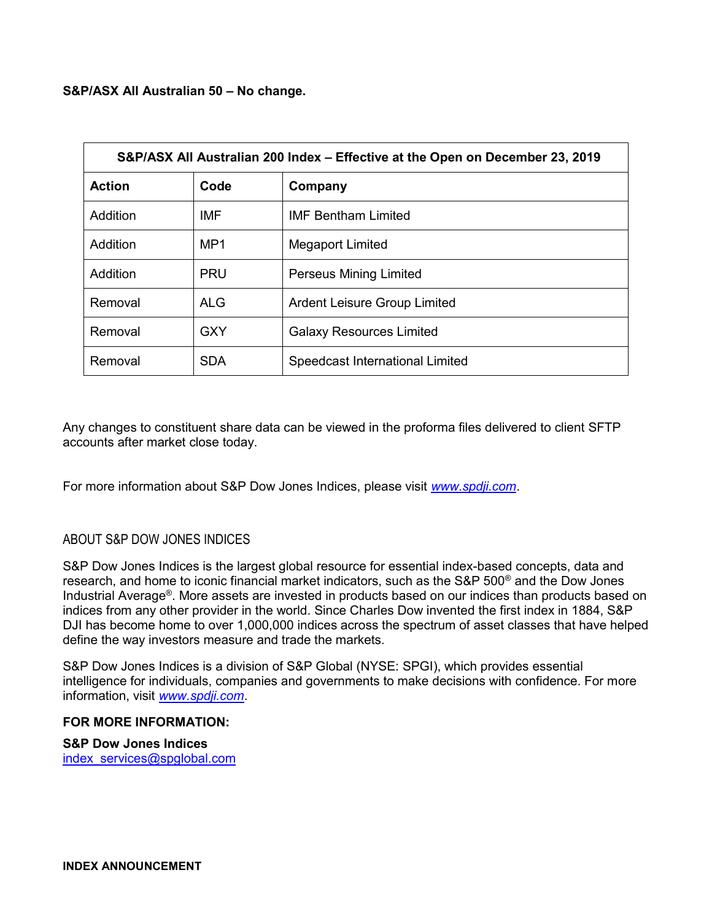**S&P/ASX All Australian 50 – No change.**

| S&P/ASX All Australian 200 Index – Effective at the Open on December 23, 2019 | | |
|---|---|---|
| **Action** | **Code** | **Company** |
| Addition | IMF | IMF Bentham Limited |
| Addition | MP1 | Megaport Limited |
| Addition | PRU | Perseus Mining Limited |
| Removal | ALG | Ardent Leisure Group Limited |
| Removal | GXY | Galaxy Resources Limited |
| Removal | SDA | Speedcast International Limited |

Any changes to constituent share data can be viewed in the proforma files delivered to client SFTP accounts after market close today.

For more information about S&P Dow Jones Indices, please visit *www.spdji.com*.

## ABOUT S&P DOW JONES INDICES

S&P Dow Jones Indices is the largest global resource for essential index-based concepts, data and research, and home to iconic financial market indicators, such as the S&P 500® and the Dow Jones Industrial Average®. More assets are invested in products based on our indices than products based on indices from any other provider in the world. Since Charles Dow invented the first index in 1884, S&P DJI has become home to over 1,000,000 indices across the spectrum of asset classes that have helped define the way investors measure and trade the markets.

S&P Dow Jones Indices is a division of S&P Global (NYSE: SPGI), which provides essential intelligence for individuals, companies and governments to make decisions with confidence. For more information, visit *www.spdji.com*.

**FOR MORE INFORMATION:**

**S&P Dow Jones Indices**
index_services@spglobal.com